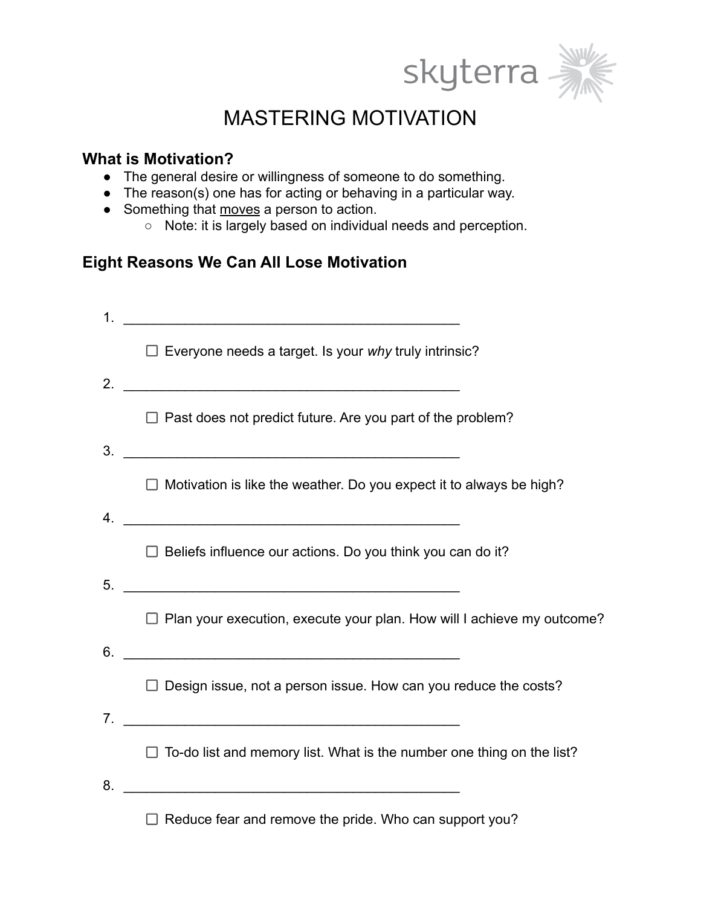# MASTERING MOTIVATION

## What is Motivation?

- The general desire or willingness of someone to do something.
- The reason(s) one has for acting or behaving in a particular way.
- Something that <u>moves</u> a person to action.
  - Note: it is largely based on individual needs and perception.

## Eight Reasons We Can All Lose Motivation

1. ____________________________________________

   ☐ Everyone needs a target. Is your *why* truly intrinsic?

2. ____________________________________________

   ☐ Past does not predict future. Are you part of the problem?

3. ____________________________________________

   ☐ Motivation is like the weather. Do you expect it to always be high?

4. ____________________________________________

   ☐ Beliefs influence our actions. Do you think you can do it?

5. ____________________________________________

   ☐ Plan your execution, execute your plan. How will I achieve my outcome?

6. ____________________________________________

   ☐ Design issue, not a person issue. How can you reduce the costs?

7. ____________________________________________

   ☐ To-do list and memory list. What is the number one thing on the list?

8. ____________________________________________

   ☐ Reduce fear and remove the pride. Who can support you?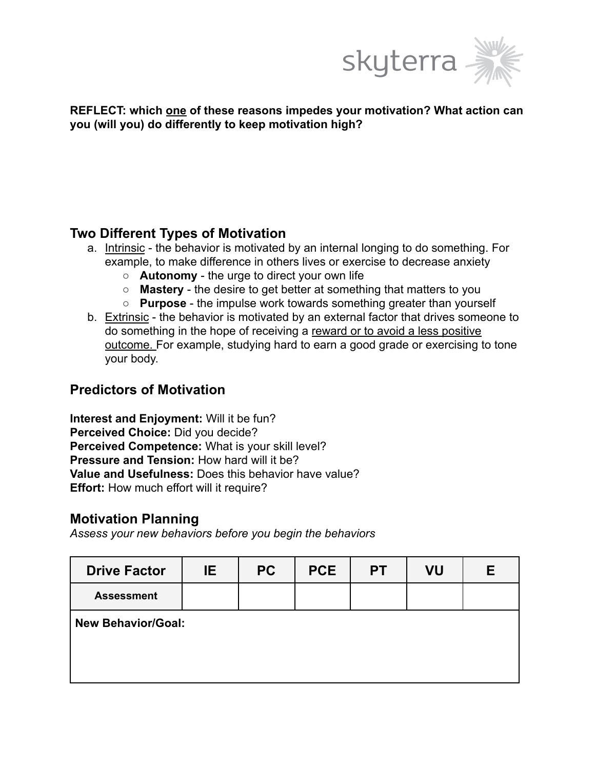**REFLECT: which <u>one</u> of these reasons impedes your motivation? What action can you (will you) do differently to keep motivation high?**

## Two Different Types of Motivation

a. <u>Intrinsic</u> - the behavior is motivated by an internal longing to do something. For example, to make difference in others lives or exercise to decrease anxiety
   - **Autonomy** - the urge to direct your own life
   - **Mastery** - the desire to get better at something that matters to you
   - **Purpose** - the impulse work towards something greater than yourself
b. <u>Extrinsic</u> - the behavior is motivated by an external factor that drives someone to do something in the hope of receiving a <u>reward or to avoid a less positive outcome.</u> For example, studying hard to earn a good grade or exercising to tone your body.

## Predictors of Motivation

**Interest and Enjoyment:** Will it be fun?
**Perceived Choice:** Did you decide?
**Perceived Competence:** What is your skill level?
**Pressure and Tension:** How hard will it be?
**Value and Usefulness:** Does this behavior have value?
**Effort:** How much effort will it require?

## Motivation Planning

*Assess your new behaviors before you begin the behaviors*

| Drive Factor | IE | PC | PCE | PT | VU | E |
|---|---|---|---|---|---|---|
| **Assessment** | | | | | | |
| **New Behavior/Goal:** | | | | | | |